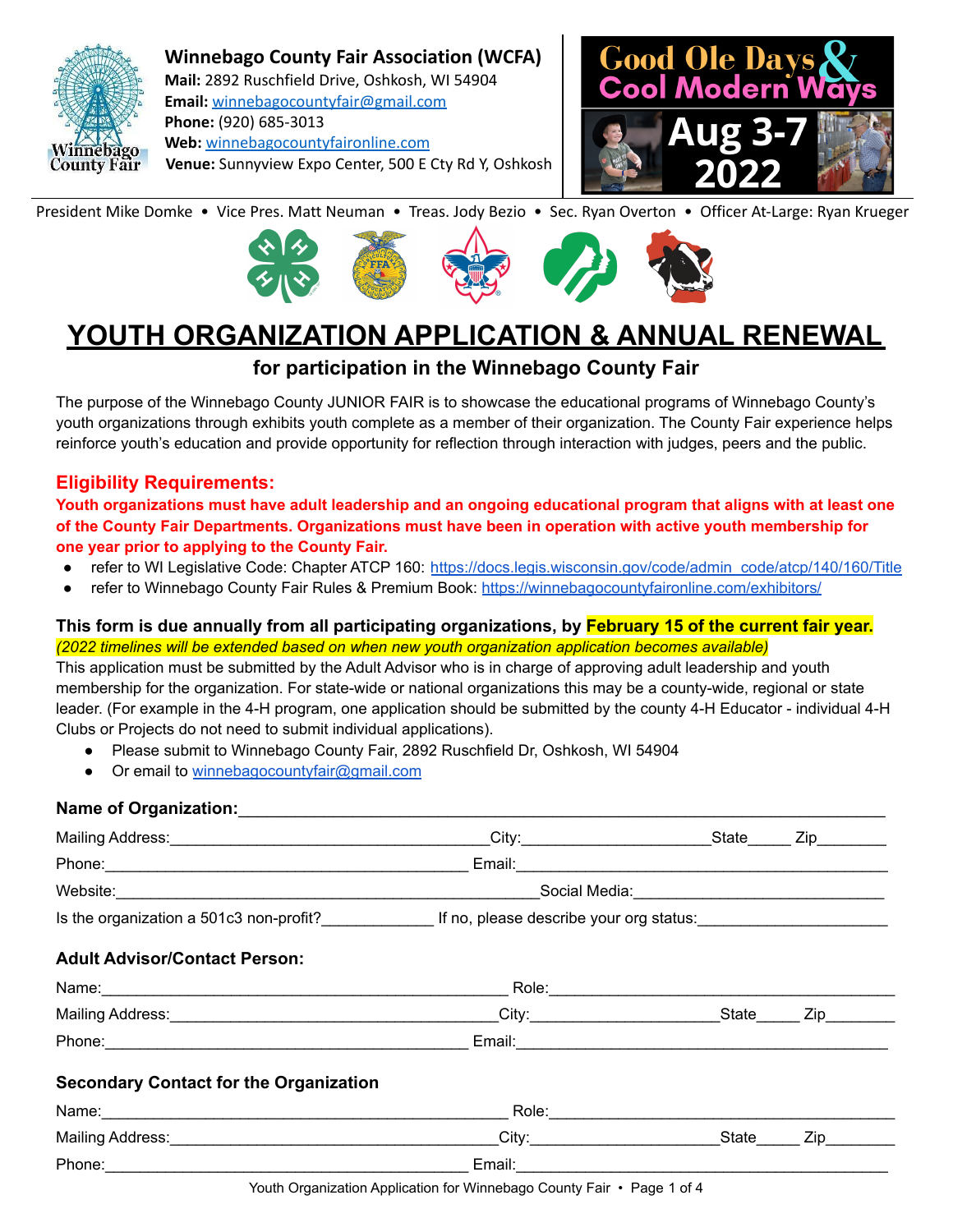**Winnebago County Fair Association (WCFA)**
**Mail:** 2892 Ruschfield Drive, Oshkosh, WI 54904
**Email:** winnebagocountyfair@gmail.com
**Phone:** (920) 685-3013
**Web:** winnebagocountyfaironline.com
**Venue:** Sunnyview Expo Center, 500 E Cty Rd Y, Oshkosh

Good Ole Days & Cool Modern Ways
Aug 3-7 2022

President Mike Domke • Vice Pres. Matt Neuman • Treas. Jody Bezio • Sec. Ryan Overton • Officer At-Large: Ryan Krueger

# YOUTH ORGANIZATION APPLICATION & ANNUAL RENEWAL

### for participation in the Winnebago County Fair

The purpose of the Winnebago County JUNIOR FAIR is to showcase the educational programs of Winnebago County's youth organizations through exhibits youth complete as a member of their organization. The County Fair experience helps reinforce youth's education and provide opportunity for reflection through interaction with judges, peers and the public.

## Eligibility Requirements:

**Youth organizations must have adult leadership and an ongoing educational program that aligns with at least one of the County Fair Departments. Organizations must have been in operation with active youth membership for one year prior to applying to the County Fair.**

- refer to WI Legislative Code: Chapter ATCP 160: https://docs.legis.wisconsin.gov/code/admin_code/atcp/140/160/Title
- refer to Winnebago County Fair Rules & Premium Book: https://winnebagocountyfaironline.com/exhibitors/

**This form is due annually from all participating organizations, by February 15 of the current fair year.**
*(2022 timelines will be extended based on when new youth organization application becomes available)*
This application must be submitted by the Adult Advisor who is in charge of approving adult leadership and youth membership for the organization. For state-wide or national organizations this may be a county-wide, regional or state leader. (For example in the 4-H program, one application should be submitted by the county 4-H Educator - individual 4-H Clubs or Projects do not need to submit individual applications).

- Please submit to Winnebago County Fair, 2892 Ruschfield Dr, Oshkosh, WI 54904
- Or email to winnebagocountyfair@gmail.com

**Name of Organization:**______________________________________________________________

Mailing Address:_________________________________City:___________________State_____ Zip________
Phone:______________________________________ Email:_________________________________________
Website:_____________________________________________Social Media:____________________________
Is the organization a 501c3 non-profit?____________ If no, please describe your org status:____________________

### Adult Advisor/Contact Person:

Name:_____________________________________________ Role:_____________________________________
Mailing Address:_________________________________City:___________________State_____ Zip________
Phone:______________________________________ Email:_________________________________________

### Secondary Contact for the Organization

Name:_____________________________________________ Role:_____________________________________
Mailing Address:_________________________________City:___________________State_____ Zip________
Phone:______________________________________ Email:_________________________________________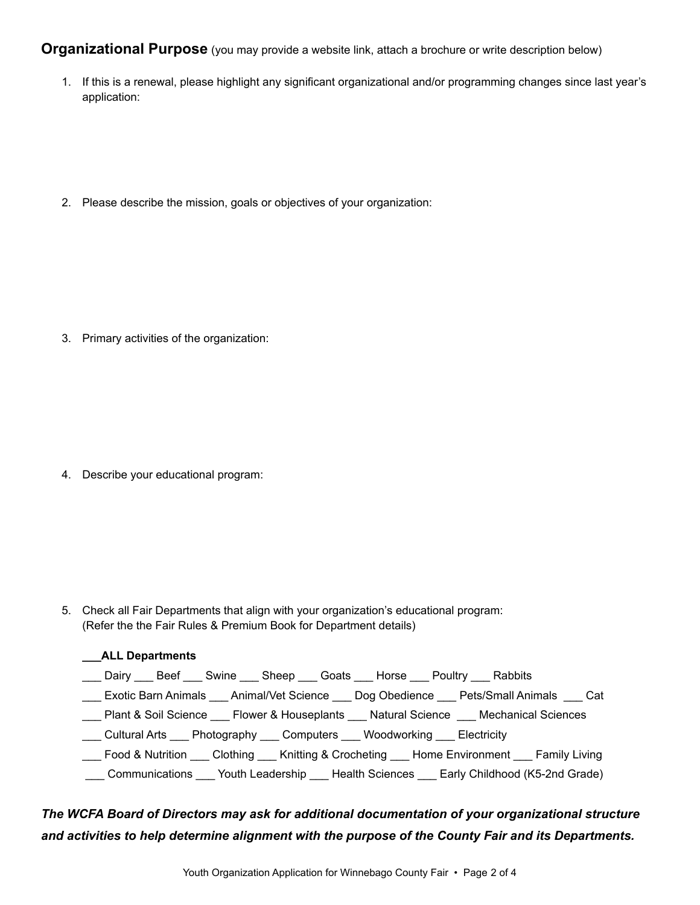**Organizational Purpose** (you may provide a website link, attach a brochure or write description below)

1. If this is a renewal, please highlight any significant organizational and/or programming changes since last year's application:

2. Please describe the mission, goals or objectives of your organization:

3. Primary activities of the organization:

4. Describe your educational program:

5. Check all Fair Departments that align with your organization's educational program: (Refer the the Fair Rules & Premium Book for Department details)

**___ALL Departments**

___ Dairy ___ Beef ___ Swine ___ Sheep ___ Goats ___ Horse ___ Poultry ___ Rabbits

___ Exotic Barn Animals ___ Animal/Vet Science ___ Dog Obedience ___ Pets/Small Animals ___ Cat

___ Plant & Soil Science ___ Flower & Houseplants ___ Natural Science ___ Mechanical Sciences

___ Cultural Arts ___ Photography ___ Computers ___ Woodworking ___ Electricity

___ Food & Nutrition ___ Clothing ___ Knitting & Crocheting ___ Home Environment ___ Family Living

___ Communications ___ Youth Leadership ___ Health Sciences ___ Early Childhood (K5-2nd Grade)

***The WCFA Board of Directors may ask for additional documentation of your organizational structure and activities to help determine alignment with the purpose of the County Fair and its Departments.***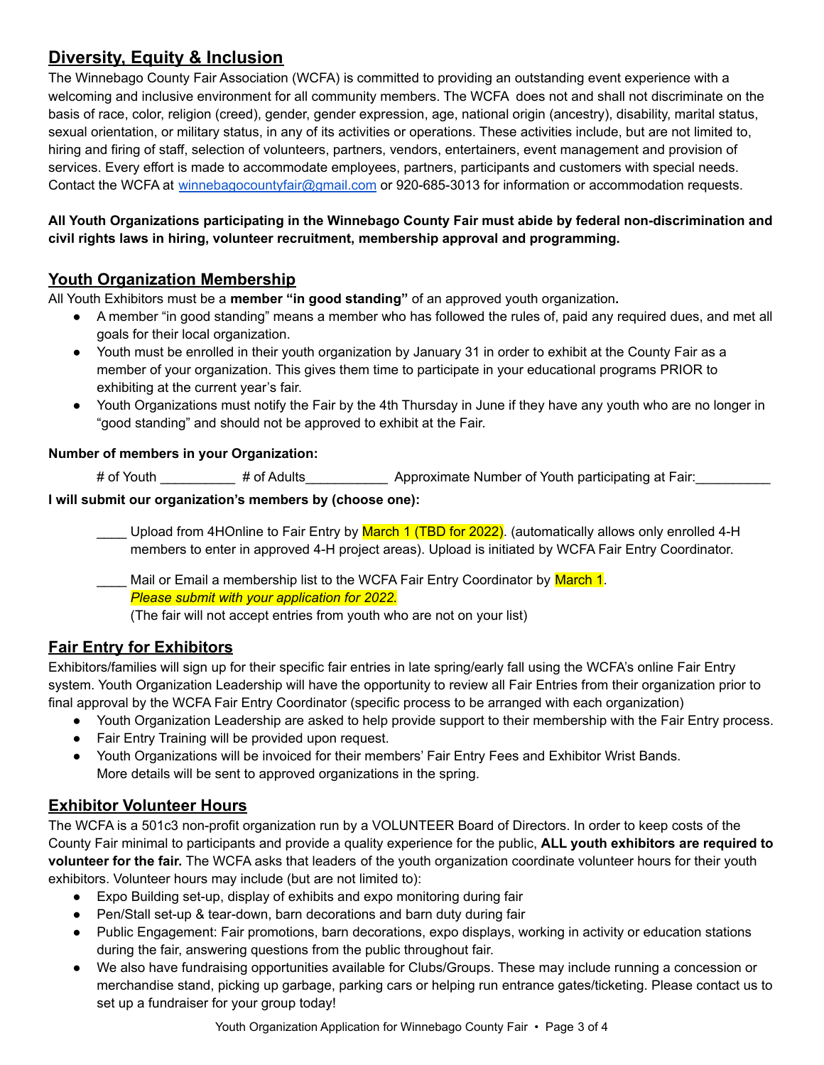## Diversity, Equity & Inclusion

The Winnebago County Fair Association (WCFA) is committed to providing an outstanding event experience with a welcoming and inclusive environment for all community members. The WCFA does not and shall not discriminate on the basis of race, color, religion (creed), gender, gender expression, age, national origin (ancestry), disability, marital status, sexual orientation, or military status, in any of its activities or operations. These activities include, but are not limited to, hiring and firing of staff, selection of volunteers, partners, vendors, entertainers, event management and provision of services. Every effort is made to accommodate employees, partners, participants and customers with special needs. Contact the WCFA at winnebagocountyfair@gmail.com or 920-685-3013 for information or accommodation requests.

**All Youth Organizations participating in the Winnebago County Fair must abide by federal non-discrimination and civil rights laws in hiring, volunteer recruitment, membership approval and programming.**

## Youth Organization Membership

All Youth Exhibitors must be a **member "in good standing"** of an approved youth organization**.**

- A member "in good standing" means a member who has followed the rules of, paid any required dues, and met all goals for their local organization.
- Youth must be enrolled in their youth organization by January 31 in order to exhibit at the County Fair as a member of your organization. This gives them time to participate in your educational programs PRIOR to exhibiting at the current year's fair.
- Youth Organizations must notify the Fair by the 4th Thursday in June if they have any youth who are no longer in "good standing" and should not be approved to exhibit at the Fair.

**Number of members in your Organization:**

# of Youth __________ # of Adults___________ Approximate Number of Youth participating at Fair:__________

**I will submit our organization's members by (choose one):**

____ Upload from 4HOnline to Fair Entry by March 1 (TBD for 2022). (automatically allows only enrolled 4-H members to enter in approved 4-H project areas). Upload is initiated by WCFA Fair Entry Coordinator.

____ Mail or Email a membership list to the WCFA Fair Entry Coordinator by March 1.
*Please submit with your application for 2022.*
(The fair will not accept entries from youth who are not on your list)

## Fair Entry for Exhibitors

Exhibitors/families will sign up for their specific fair entries in late spring/early fall using the WCFA's online Fair Entry system. Youth Organization Leadership will have the opportunity to review all Fair Entries from their organization prior to final approval by the WCFA Fair Entry Coordinator (specific process to be arranged with each organization)

- Youth Organization Leadership are asked to help provide support to their membership with the Fair Entry process.
- Fair Entry Training will be provided upon request.
- Youth Organizations will be invoiced for their members' Fair Entry Fees and Exhibitor Wrist Bands. More details will be sent to approved organizations in the spring.

## Exhibitor Volunteer Hours

The WCFA is a 501c3 non-profit organization run by a VOLUNTEER Board of Directors. In order to keep costs of the County Fair minimal to participants and provide a quality experience for the public, **ALL youth exhibitors are required to volunteer for the fair.** The WCFA asks that leaders of the youth organization coordinate volunteer hours for their youth exhibitors. Volunteer hours may include (but are not limited to):

- Expo Building set-up, display of exhibits and expo monitoring during fair
- Pen/Stall set-up & tear-down, barn decorations and barn duty during fair
- Public Engagement: Fair promotions, barn decorations, expo displays, working in activity or education stations during the fair, answering questions from the public throughout fair.
- We also have fundraising opportunities available for Clubs/Groups. These may include running a concession or merchandise stand, picking up garbage, parking cars or helping run entrance gates/ticketing. Please contact us to set up a fundraiser for your group today!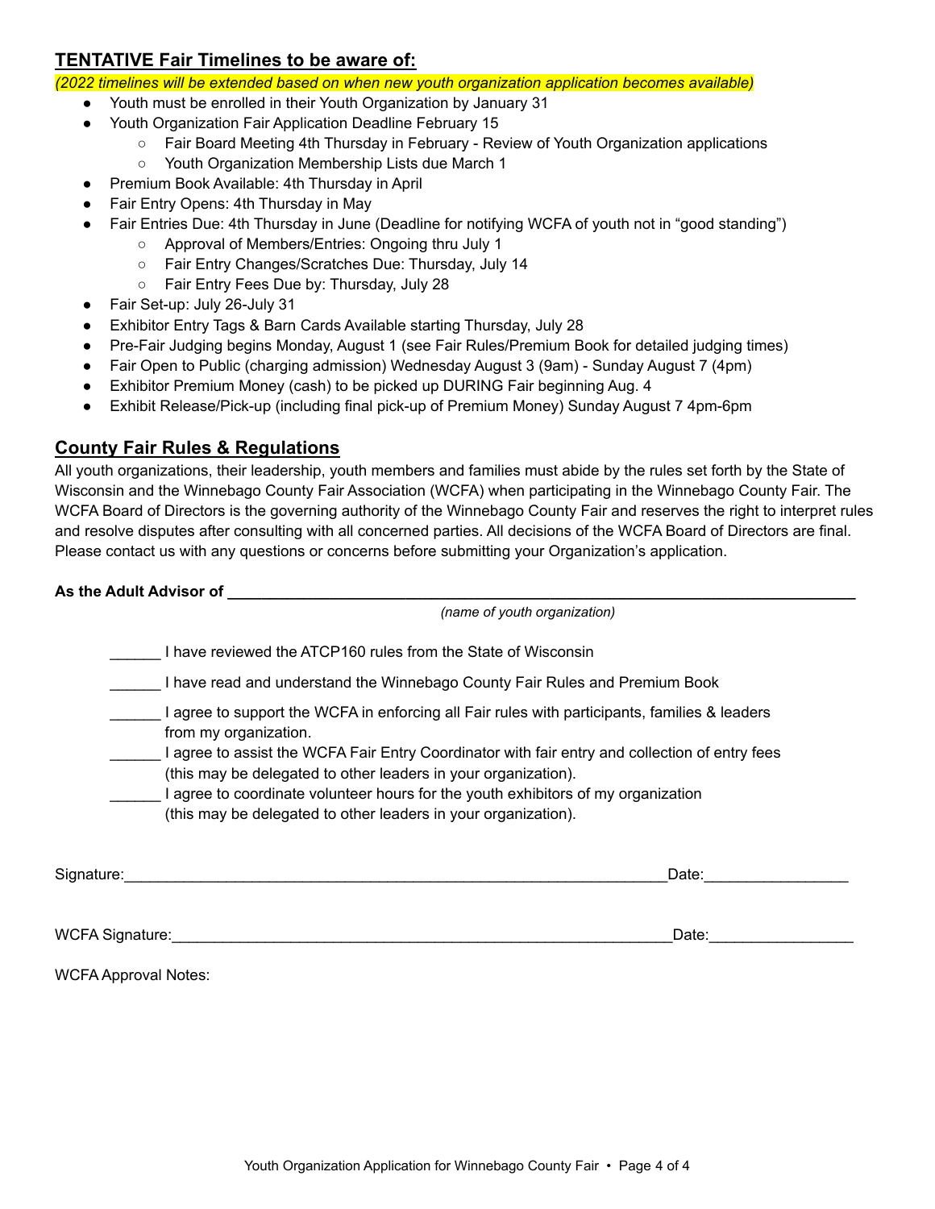## TENTATIVE Fair Timelines to be aware of:

*(2022 timelines will be extended based on when new youth organization application becomes available)*

- Youth must be enrolled in their Youth Organization by January 31
- Youth Organization Fair Application Deadline February 15
  - Fair Board Meeting 4th Thursday in February - Review of Youth Organization applications
  - Youth Organization Membership Lists due March 1
- Premium Book Available: 4th Thursday in April
- Fair Entry Opens: 4th Thursday in May
- Fair Entries Due: 4th Thursday in June (Deadline for notifying WCFA of youth not in "good standing")
  - Approval of Members/Entries: Ongoing thru July 1
  - Fair Entry Changes/Scratches Due: Thursday, July 14
  - Fair Entry Fees Due by: Thursday, July 28
- Fair Set-up: July 26-July 31
- Exhibitor Entry Tags & Barn Cards Available starting Thursday, July 28
- Pre-Fair Judging begins Monday, August 1 (see Fair Rules/Premium Book for detailed judging times)
- Fair Open to Public (charging admission) Wednesday August 3 (9am) - Sunday August 7 (4pm)
- Exhibitor Premium Money (cash) to be picked up DURING Fair beginning Aug. 4
- Exhibit Release/Pick-up (including final pick-up of Premium Money) Sunday August 7 4pm-6pm

## County Fair Rules & Regulations

All youth organizations, their leadership, youth members and families must abide by the rules set forth by the State of Wisconsin and the Winnebago County Fair Association (WCFA) when participating in the Winnebago County Fair. The WCFA Board of Directors is the governing authority of the Winnebago County Fair and reserves the right to interpret rules and resolve disputes after consulting with all concerned parties. All decisions of the WCFA Board of Directors are final. Please contact us with any questions or concerns before submitting your Organization's application.

**As the Adult Advisor of** ______________________________________________________________

*(name of youth organization)*

______ I have reviewed the ATCP160 rules from the State of Wisconsin

______ I have read and understand the Winnebago County Fair Rules and Premium Book

______ I agree to support the WCFA in enforcing all Fair rules with participants, families & leaders from my organization.

______ I agree to assist the WCFA Fair Entry Coordinator with fair entry and collection of entry fees (this may be delegated to other leaders in your organization).

______ I agree to coordinate volunteer hours for the youth exhibitors of my organization (this may be delegated to other leaders in your organization).

Signature:_________________________________________________________________Date:________________

WCFA Signature:____________________________________________________________Date:________________

WCFA Approval Notes: